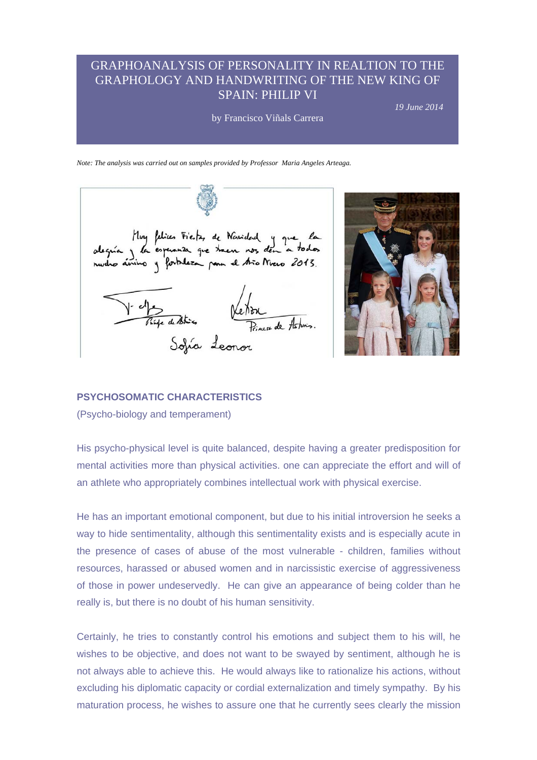# GRAPHOANALYSIS OF PERSONALITY IN REALTION TO THE GRAPHOLOGY AND HANDWRITING OF THE NEW KING OF SPAIN: PHILIP VI

*19 June 2014*

by Francisco Viñals Carrera

*Note: The analysis was carried out on samples provided by Professor Maria Angeles Arteaga.*

Muy felices Fiestas de Navidad y que la alegría y la esperanza que traen nos den a todos mucho ánimo y fortaleza para el Año Nuevo 2013.

Príncipe de Asturias — Princesa de Asturias

Sofía Leonor

## PSYCHOSOMATIC CHARACTERISTICS

(Psycho-biology and temperament)

His psycho-physical level is quite balanced, despite having a greater predisposition for mental activities more than physical activities. one can appreciate the effort and will of an athlete who appropriately combines intellectual work with physical exercise.

He has an important emotional component, but due to his initial introversion he seeks a way to hide sentimentality, although this sentimentality exists and is especially acute in the presence of cases of abuse of the most vulnerable - children, families without resources, harassed or abused women and in narcissistic exercise of aggressiveness of those in power undeservedly. He can give an appearance of being colder than he really is, but there is no doubt of his human sensitivity.

Certainly, he tries to constantly control his emotions and subject them to his will, he wishes to be objective, and does not want to be swayed by sentiment, although he is not always able to achieve this. He would always like to rationalize his actions, without excluding his diplomatic capacity or cordial externalization and timely sympathy. By his maturation process, he wishes to assure one that he currently sees clearly the mission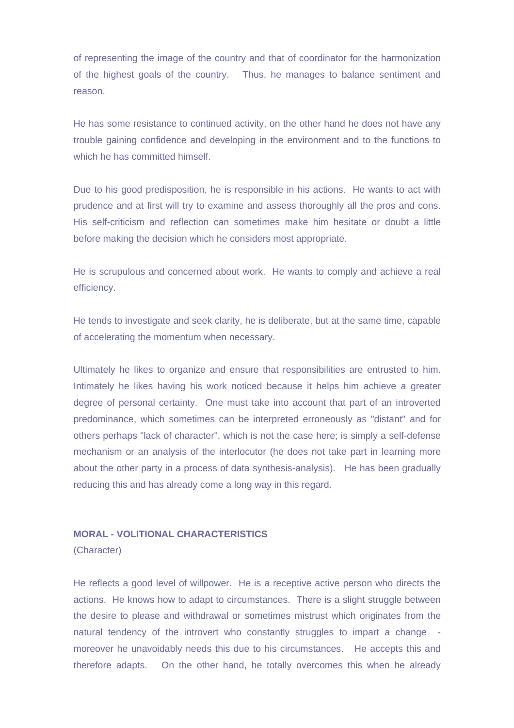of representing the image of the country and that of coordinator for the harmonization of the highest goals of the country. Thus, he manages to balance sentiment and reason.

He has some resistance to continued activity, on the other hand he does not have any trouble gaining confidence and developing in the environment and to the functions to which he has committed himself.

Due to his good predisposition, he is responsible in his actions. He wants to act with prudence and at first will try to examine and assess thoroughly all the pros and cons. His self-criticism and reflection can sometimes make him hesitate or doubt a little before making the decision which he considers most appropriate.

He is scrupulous and concerned about work. He wants to comply and achieve a real efficiency.

He tends to investigate and seek clarity, he is deliberate, but at the same time, capable of accelerating the momentum when necessary.

Ultimately he likes to organize and ensure that responsibilities are entrusted to him. Intimately he likes having his work noticed because it helps him achieve a greater degree of personal certainty. One must take into account that part of an introverted predominance, which sometimes can be interpreted erroneously as "distant" and for others perhaps "lack of character", which is not the case here; is simply a self-defense mechanism or an analysis of the interlocutor (he does not take part in learning more about the other party in a process of data synthesis-analysis). He has been gradually reducing this and has already come a long way in this regard.

**MORAL - VOLITIONAL CHARACTERISTICS**
(Character)

He reflects a good level of willpower. He is a receptive active person who directs the actions. He knows how to adapt to circumstances. There is a slight struggle between the desire to please and withdrawal or sometimes mistrust which originates from the natural tendency of the introvert who constantly struggles to impart a change - moreover he unavoidably needs this due to his circumstances. He accepts this and therefore adapts. On the other hand, he totally overcomes this when he already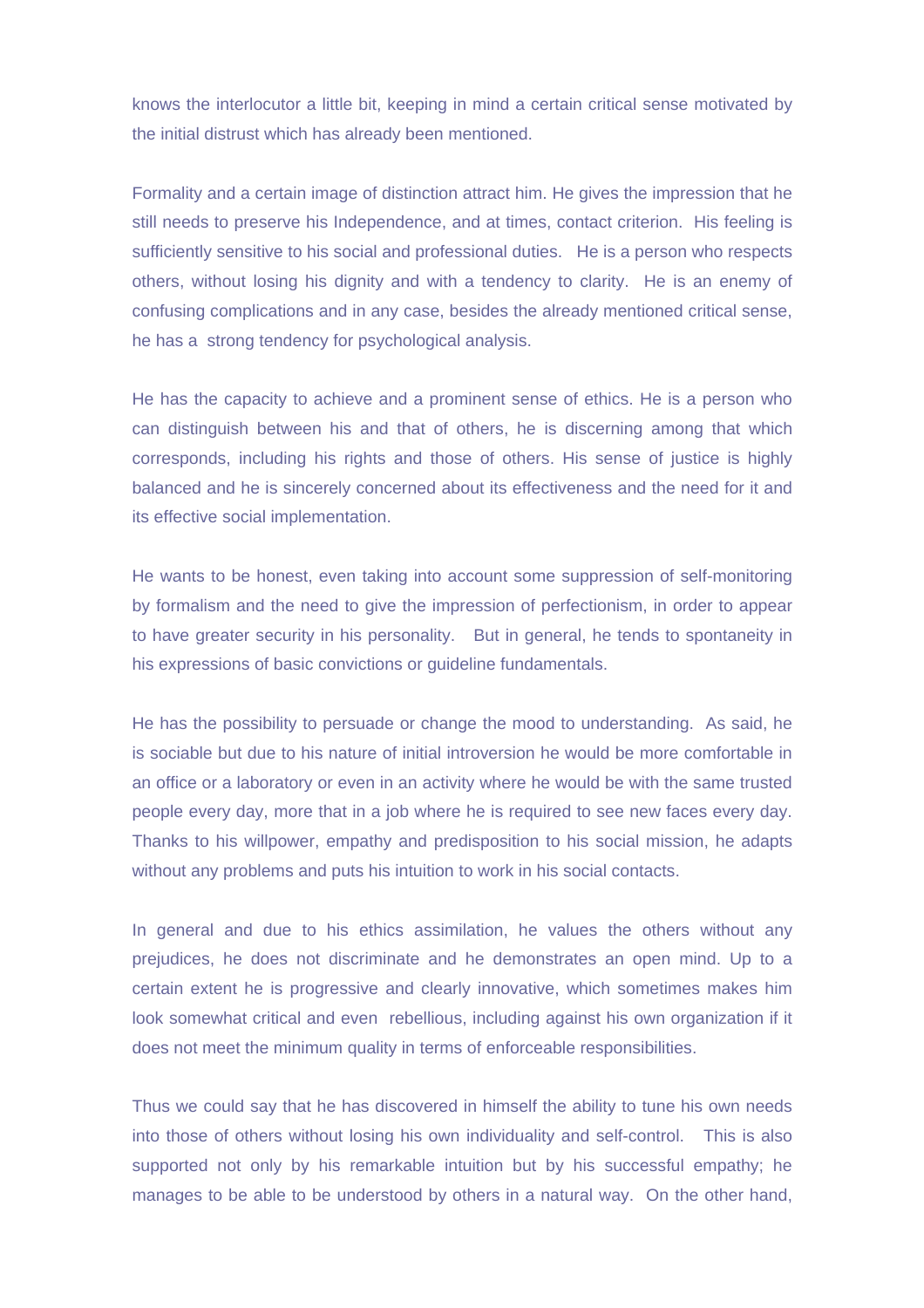knows the interlocutor a little bit, keeping in mind a certain critical sense motivated by the initial distrust which has already been mentioned.

Formality and a certain image of distinction attract him. He gives the impression that he still needs to preserve his Independence, and at times, contact criterion. His feeling is sufficiently sensitive to his social and professional duties. He is a person who respects others, without losing his dignity and with a tendency to clarity. He is an enemy of confusing complications and in any case, besides the already mentioned critical sense, he has a strong tendency for psychological analysis.

He has the capacity to achieve and a prominent sense of ethics. He is a person who can distinguish between his and that of others, he is discerning among that which corresponds, including his rights and those of others. His sense of justice is highly balanced and he is sincerely concerned about its effectiveness and the need for it and its effective social implementation.

He wants to be honest, even taking into account some suppression of self-monitoring by formalism and the need to give the impression of perfectionism, in order to appear to have greater security in his personality. But in general, he tends to spontaneity in his expressions of basic convictions or guideline fundamentals.

He has the possibility to persuade or change the mood to understanding. As said, he is sociable but due to his nature of initial introversion he would be more comfortable in an office or a laboratory or even in an activity where he would be with the same trusted people every day, more that in a job where he is required to see new faces every day. Thanks to his willpower, empathy and predisposition to his social mission, he adapts without any problems and puts his intuition to work in his social contacts.

In general and due to his ethics assimilation, he values the others without any prejudices, he does not discriminate and he demonstrates an open mind. Up to a certain extent he is progressive and clearly innovative, which sometimes makes him look somewhat critical and even rebellious, including against his own organization if it does not meet the minimum quality in terms of enforceable responsibilities.

Thus we could say that he has discovered in himself the ability to tune his own needs into those of others without losing his own individuality and self-control. This is also supported not only by his remarkable intuition but by his successful empathy; he manages to be able to be understood by others in a natural way. On the other hand,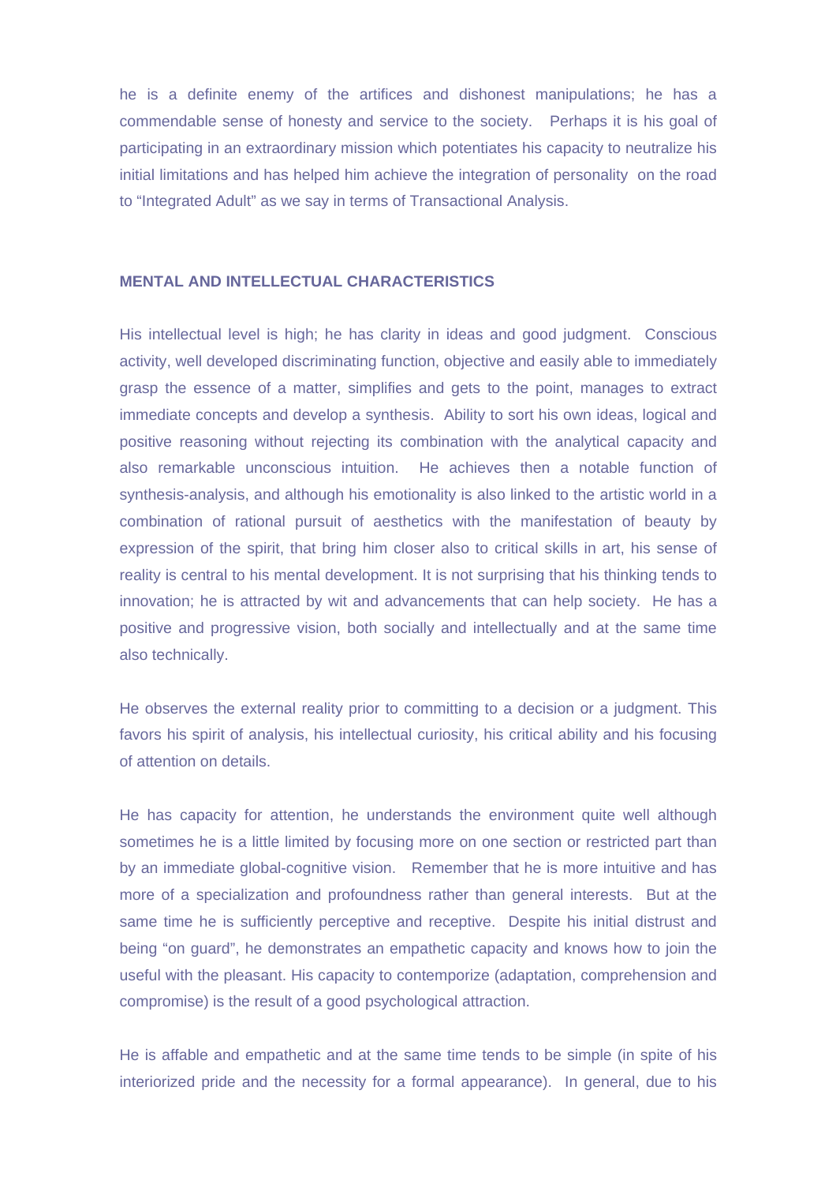he is a definite enemy of the artifices and dishonest manipulations; he has a commendable sense of honesty and service to the society. Perhaps it is his goal of participating in an extraordinary mission which potentiates his capacity to neutralize his initial limitations and has helped him achieve the integration of personality on the road to "Integrated Adult" as we say in terms of Transactional Analysis.

## MENTAL AND INTELLECTUAL CHARACTERISTICS

His intellectual level is high; he has clarity in ideas and good judgment. Conscious activity, well developed discriminating function, objective and easily able to immediately grasp the essence of a matter, simplifies and gets to the point, manages to extract immediate concepts and develop a synthesis. Ability to sort his own ideas, logical and positive reasoning without rejecting its combination with the analytical capacity and also remarkable unconscious intuition. He achieves then a notable function of synthesis-analysis, and although his emotionality is also linked to the artistic world in a combination of rational pursuit of aesthetics with the manifestation of beauty by expression of the spirit, that bring him closer also to critical skills in art, his sense of reality is central to his mental development. It is not surprising that his thinking tends to innovation; he is attracted by wit and advancements that can help society. He has a positive and progressive vision, both socially and intellectually and at the same time also technically.

He observes the external reality prior to committing to a decision or a judgment. This favors his spirit of analysis, his intellectual curiosity, his critical ability and his focusing of attention on details.

He has capacity for attention, he understands the environment quite well although sometimes he is a little limited by focusing more on one section or restricted part than by an immediate global-cognitive vision. Remember that he is more intuitive and has more of a specialization and profoundness rather than general interests. But at the same time he is sufficiently perceptive and receptive. Despite his initial distrust and being "on guard", he demonstrates an empathetic capacity and knows how to join the useful with the pleasant. His capacity to contemporize (adaptation, comprehension and compromise) is the result of a good psychological attraction.

He is affable and empathetic and at the same time tends to be simple (in spite of his interiorized pride and the necessity for a formal appearance). In general, due to his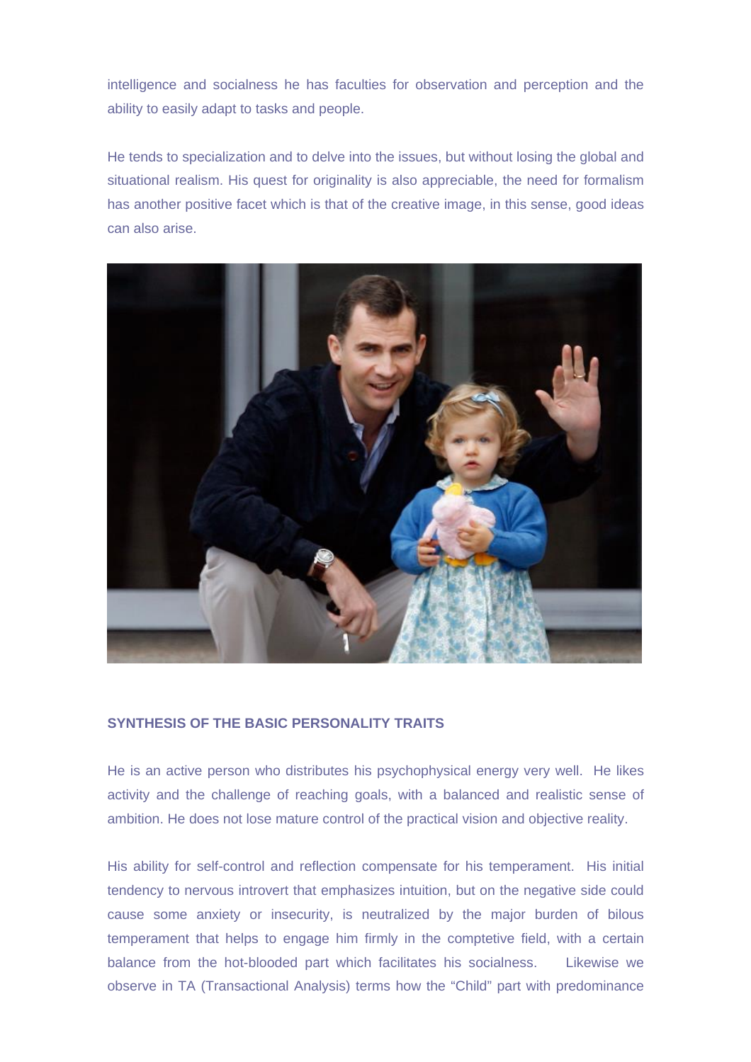intelligence and socialness he has faculties for observation and perception and the ability to easily adapt to tasks and people.

He tends to specialization and to delve into the issues, but without losing the global and situational realism. His quest for originality is also appreciable, the need for formalism has another positive facet which is that of the creative image, in this sense, good ideas can also arise.

**SYNTHESIS OF THE BASIC PERSONALITY TRAITS**

He is an active person who distributes his psychophysical energy very well. He likes activity and the challenge of reaching goals, with a balanced and realistic sense of ambition. He does not lose mature control of the practical vision and objective reality.

His ability for self-control and reflection compensate for his temperament. His initial tendency to nervous introvert that emphasizes intuition, but on the negative side could cause some anxiety or insecurity, is neutralized by the major burden of bilous temperament that helps to engage him firmly in the comptetive field, with a certain balance from the hot-blooded part which facilitates his socialness. Likewise we observe in TA (Transactional Analysis) terms how the "Child" part with predominance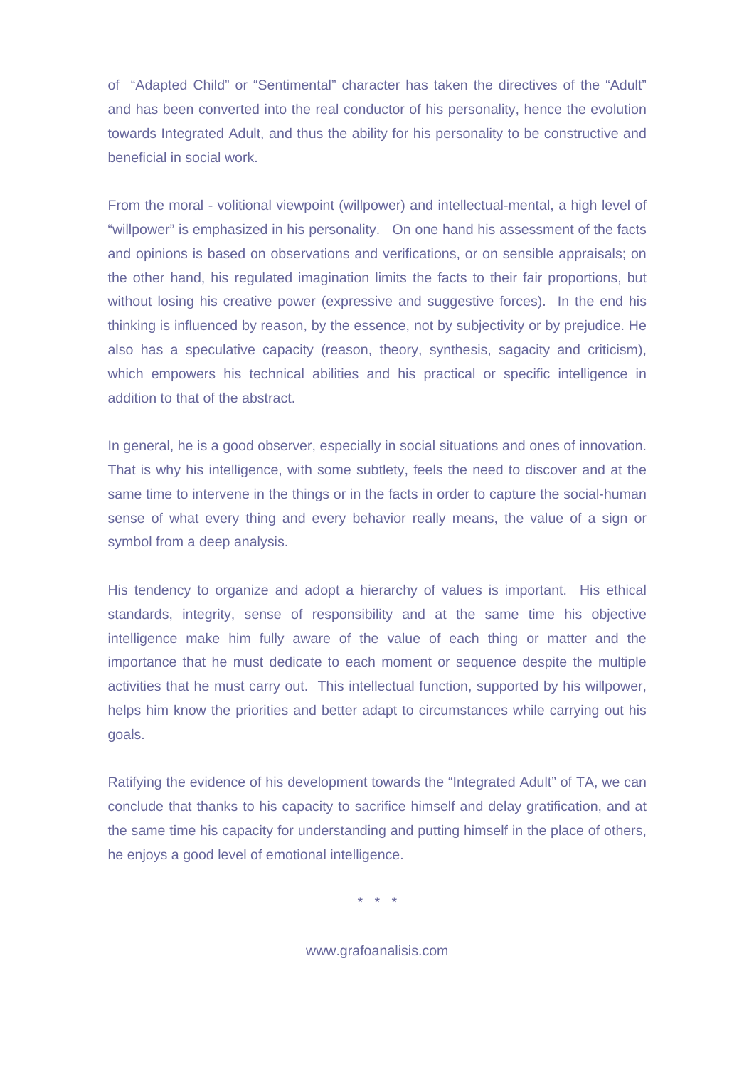of "Adapted Child" or "Sentimental" character has taken the directives of the "Adult" and has been converted into the real conductor of his personality, hence the evolution towards Integrated Adult, and thus the ability for his personality to be constructive and beneficial in social work.

From the moral - volitional viewpoint (willpower) and intellectual-mental, a high level of "willpower" is emphasized in his personality. On one hand his assessment of the facts and opinions is based on observations and verifications, or on sensible appraisals; on the other hand, his regulated imagination limits the facts to their fair proportions, but without losing his creative power (expressive and suggestive forces). In the end his thinking is influenced by reason, by the essence, not by subjectivity or by prejudice. He also has a speculative capacity (reason, theory, synthesis, sagacity and criticism), which empowers his technical abilities and his practical or specific intelligence in addition to that of the abstract.

In general, he is a good observer, especially in social situations and ones of innovation. That is why his intelligence, with some subtlety, feels the need to discover and at the same time to intervene in the things or in the facts in order to capture the social-human sense of what every thing and every behavior really means, the value of a sign or symbol from a deep analysis.

His tendency to organize and adopt a hierarchy of values is important. His ethical standards, integrity, sense of responsibility and at the same time his objective intelligence make him fully aware of the value of each thing or matter and the importance that he must dedicate to each moment or sequence despite the multiple activities that he must carry out. This intellectual function, supported by his willpower, helps him know the priorities and better adapt to circumstances while carrying out his goals.

Ratifying the evidence of his development towards the "Integrated Adult" of TA, we can conclude that thanks to his capacity to sacrifice himself and delay gratification, and at the same time his capacity for understanding and putting himself in the place of others, he enjoys a good level of emotional intelligence.

\* \* \*

www.grafoanalisis.com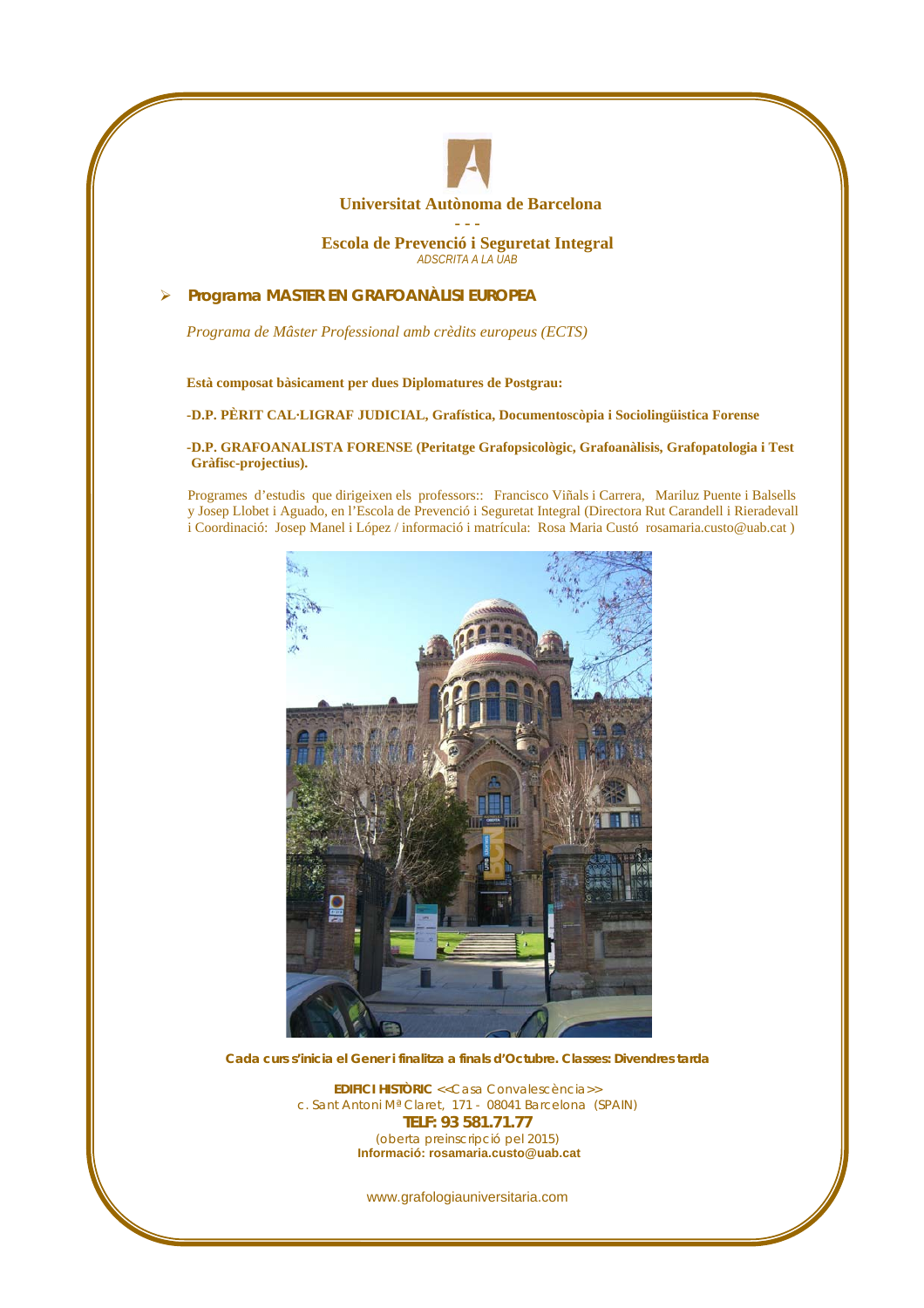**Universitat Autònoma de Barcelona**

**- - -**

**Escola de Prevenció i Seguretat Integral**

*ADSCRITA A LA UAB*

- **Programa MASTER EN GRAFOANÀLISI EUROPEA**

*Programa de Mâster Professional amb crèdits europeus (ECTS)*

**Està composat bàsicament per dues Diplomatures de Postgrau:**

**-D.P. PÈRIT CAL·LIGRAF JUDICIAL, Grafística, Documentoscòpia i Sociolingüística Forense**

**-D.P. GRAFOANALISTA FORENSE (Peritatge Grafopsicològic, Grafoanàlisis, Grafopatologia i Test Gràfisc-projectius).**

Programes d'estudis que dirigeixen els professors:: Francisco Viñals i Carrera, Mariluz Puente i Balsells y Josep Llobet i Aguado, en l'Escola de Prevenció i Seguretat Integral (Directora Rut Carandell i Rieradevall i Coordinació: Josep Manel i López / informació i matrícula: Rosa Maria Custó rosamaria.custo@uab.cat )

**Cada curs s'inicia el Gener i finalitza a finals d'Octubre. Classes: Divendres tarda**

**EDIFICI HISTÒRIC** <<Casa Convalescència>>
c. Sant Antoni Mª Claret, 171 - 08041 Barcelona (SPAIN)

**TELF: 93 581.71.77**

(oberta preinscripció pel 2015)

**Informació: rosamaria.custo@uab.cat**

www.grafologiauniversitaria.com